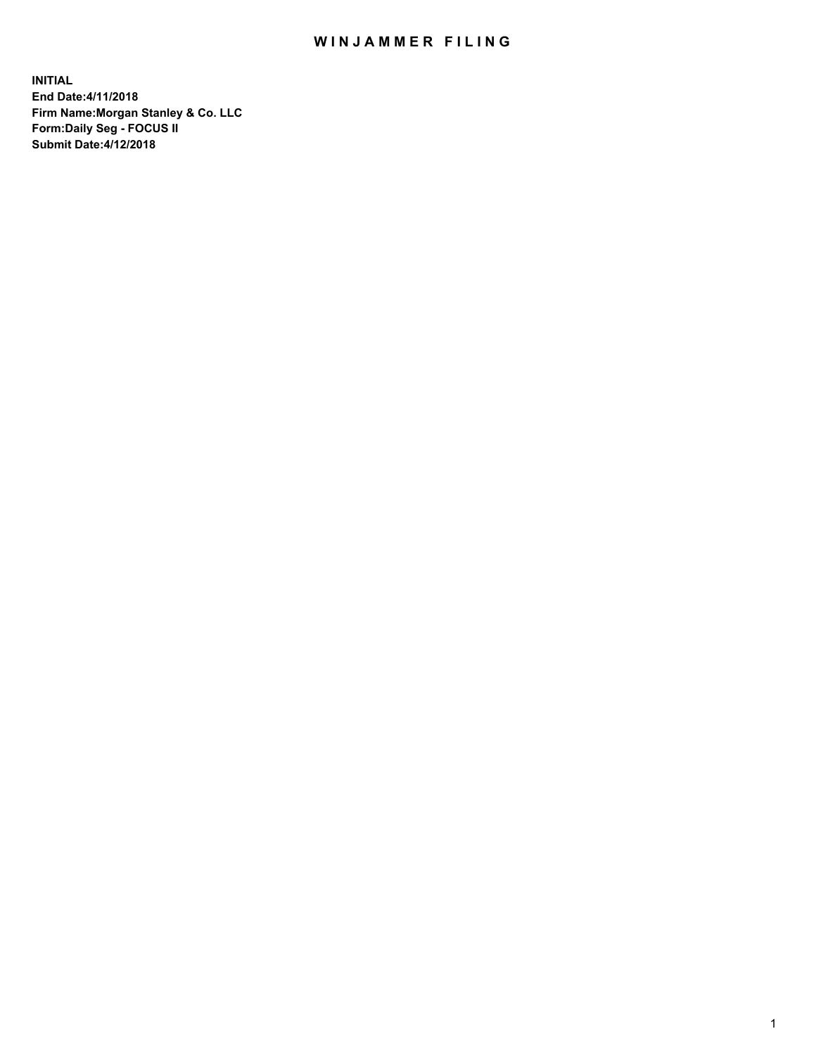# WINJAMMER FILING

**INITIAL**
**End Date:4/11/2018**
**Firm Name:Morgan Stanley & Co. LLC**
**Form:Daily Seg - FOCUS II**
**Submit Date:4/12/2018**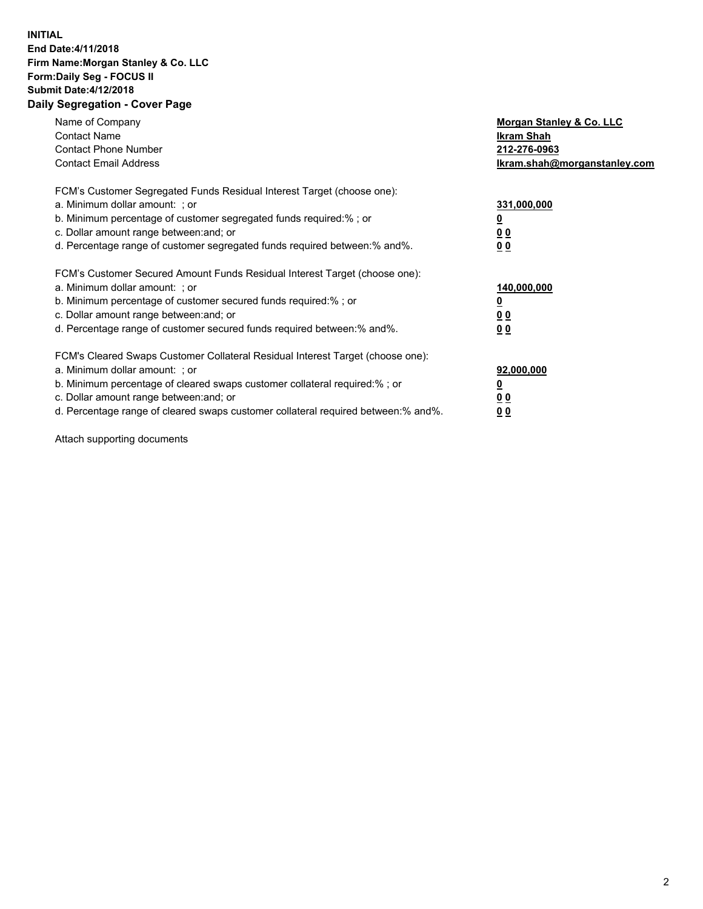**INITIAL**
**End Date:4/11/2018**
**Firm Name:Morgan Stanley & Co. LLC**
**Form:Daily Seg - FOCUS II**
**Submit Date:4/12/2018**
**Daily Segregation - Cover Page**

| | |
|---|---|
| Name of Company | **Morgan Stanley & Co. LLC** |
| Contact Name | **Ikram Shah** |
| Contact Phone Number | **212-276-0963** |
| Contact Email Address | **Ikram.shah@morganstanley.com** |

| | |
|---|---|
| FCM's Customer Segregated Funds Residual Interest Target (choose one): | |
| a. Minimum dollar amount: ; or | **331,000,000** |
| b. Minimum percentage of customer segregated funds required:% ; or | **0** |
| c. Dollar amount range between:and; or | **0 0** |
| d. Percentage range of customer segregated funds required between:% and%. | **0 0** |

| | |
|---|---|
| FCM's Customer Secured Amount Funds Residual Interest Target (choose one): | |
| a. Minimum dollar amount: ; or | **140,000,000** |
| b. Minimum percentage of customer secured funds required:% ; or | **0** |
| c. Dollar amount range between:and; or | **0 0** |
| d. Percentage range of customer secured funds required between:% and%. | **0 0** |

| | |
|---|---|
| FCM's Cleared Swaps Customer Collateral Residual Interest Target (choose one): | |
| a. Minimum dollar amount: ; or | **92,000,000** |
| b. Minimum percentage of cleared swaps customer collateral required:% ; or | **0** |
| c. Dollar amount range between:and; or | **0 0** |
| d. Percentage range of cleared swaps customer collateral required between:% and%. | **0 0** |

Attach supporting documents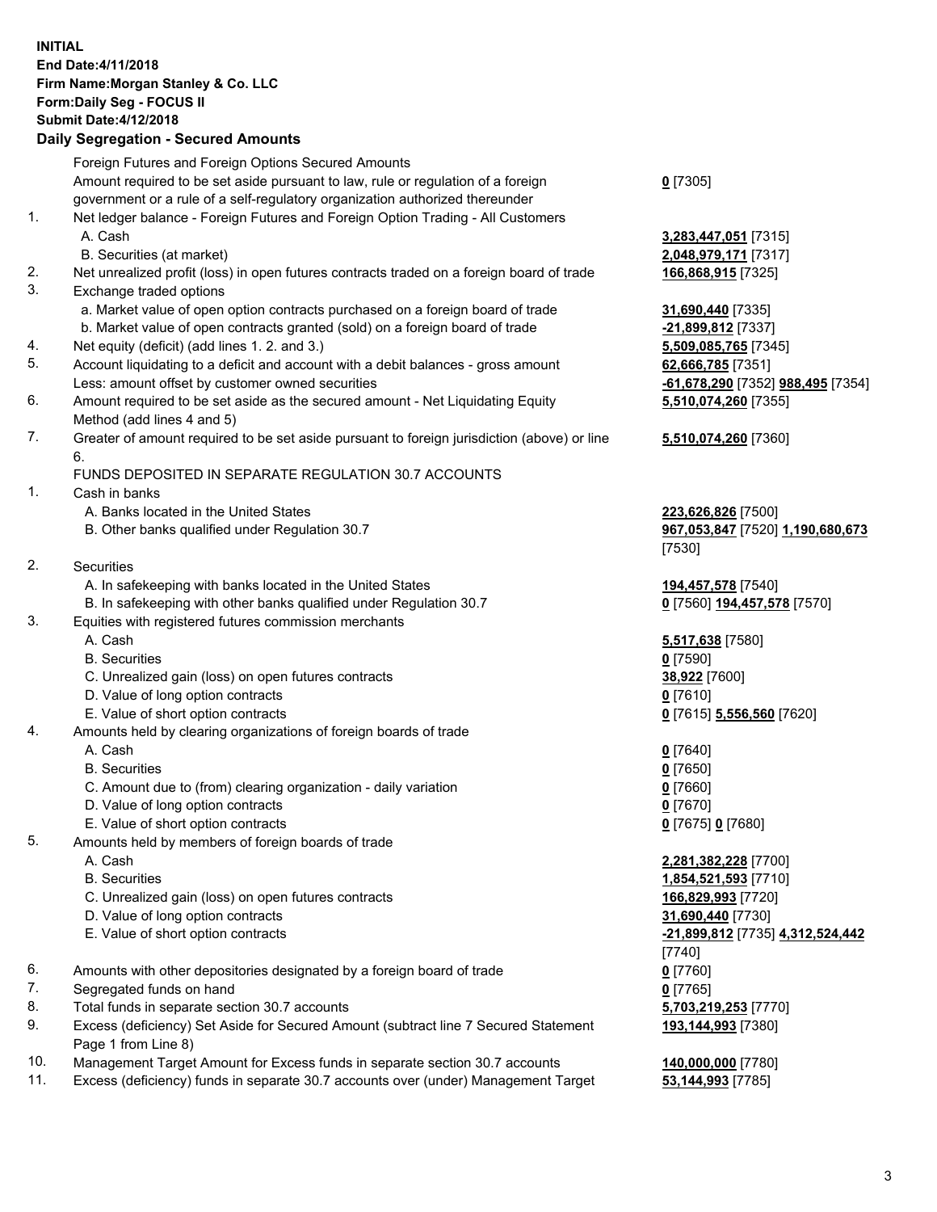**INITIAL**
**End Date:4/11/2018**
**Firm Name:Morgan Stanley & Co. LLC**
**Form:Daily Seg - FOCUS II**
**Submit Date:4/12/2018**
**Daily Segregation - Secured Amounts**

| | Description | Amount |
|---|---|---|
| | Foreign Futures and Foreign Options Secured Amounts | |
| | Amount required to be set aside pursuant to law, rule or regulation of a foreign government or a rule of a self-regulatory organization authorized thereunder | **0** [7305] |
| 1. | Net ledger balance - Foreign Futures and Foreign Option Trading - All Customers | |
| | A. Cash | **3,283,447,051** [7315] |
| | B. Securities (at market) | **2,048,979,171** [7317] |
| 2. | Net unrealized profit (loss) in open futures contracts traded on a foreign board of trade | **166,868,915** [7325] |
| 3. | Exchange traded options | |
| | a. Market value of open option contracts purchased on a foreign board of trade | **31,690,440** [7335] |
| | b. Market value of open contracts granted (sold) on a foreign board of trade | **-21,899,812** [7337] |
| 4. | Net equity (deficit) (add lines 1. 2. and 3.) | **5,509,085,765** [7345] |
| 5. | Account liquidating to a deficit and account with a debit balances - gross amount | **62,666,785** [7351] |
| | Less: amount offset by customer owned securities | **-61,678,290** [7352] **988,495** [7354] |
| 6. | Amount required to be set aside as the secured amount - Net Liquidating Equity Method (add lines 4 and 5) | **5,510,074,260** [7355] |
| 7. | Greater of amount required to be set aside pursuant to foreign jurisdiction (above) or line 6. | **5,510,074,260** [7360] |
| | FUNDS DEPOSITED IN SEPARATE REGULATION 30.7 ACCOUNTS | |
| 1. | Cash in banks | |
| | A. Banks located in the United States | **223,626,826** [7500] |
| | B. Other banks qualified under Regulation 30.7 | **967,053,847** [7520] **1,190,680,673** [7530] |
| 2. | Securities | |
| | A. In safekeeping with banks located in the United States | **194,457,578** [7540] |
| | B. In safekeeping with other banks qualified under Regulation 30.7 | **0** [7560] **194,457,578** [7570] |
| 3. | Equities with registered futures commission merchants | |
| | A. Cash | **5,517,638** [7580] |
| | B. Securities | **0** [7590] |
| | C. Unrealized gain (loss) on open futures contracts | **38,922** [7600] |
| | D. Value of long option contracts | **0** [7610] |
| | E. Value of short option contracts | **0** [7615] **5,556,560** [7620] |
| 4. | Amounts held by clearing organizations of foreign boards of trade | |
| | A. Cash | **0** [7640] |
| | B. Securities | **0** [7650] |
| | C. Amount due to (from) clearing organization - daily variation | **0** [7660] |
| | D. Value of long option contracts | **0** [7670] |
| | E. Value of short option contracts | **0** [7675] **0** [7680] |
| 5. | Amounts held by members of foreign boards of trade | |
| | A. Cash | **2,281,382,228** [7700] |
| | B. Securities | **1,854,521,593** [7710] |
| | C. Unrealized gain (loss) on open futures contracts | **166,829,993** [7720] |
| | D. Value of long option contracts | **31,690,440** [7730] |
| | E. Value of short option contracts | **-21,899,812** [7735] **4,312,524,442** [7740] |
| 6. | Amounts with other depositories designated by a foreign board of trade | **0** [7760] |
| 7. | Segregated funds on hand | **0** [7765] |
| 8. | Total funds in separate section 30.7 accounts | **5,703,219,253** [7770] |
| 9. | Excess (deficiency) Set Aside for Secured Amount (subtract line 7 Secured Statement Page 1 from Line 8) | **193,144,993** [7380] |
| 10. | Management Target Amount for Excess funds in separate section 30.7 accounts | **140,000,000** [7780] |
| 11. | Excess (deficiency) funds in separate 30.7 accounts over (under) Management Target | **53,144,993** [7785] |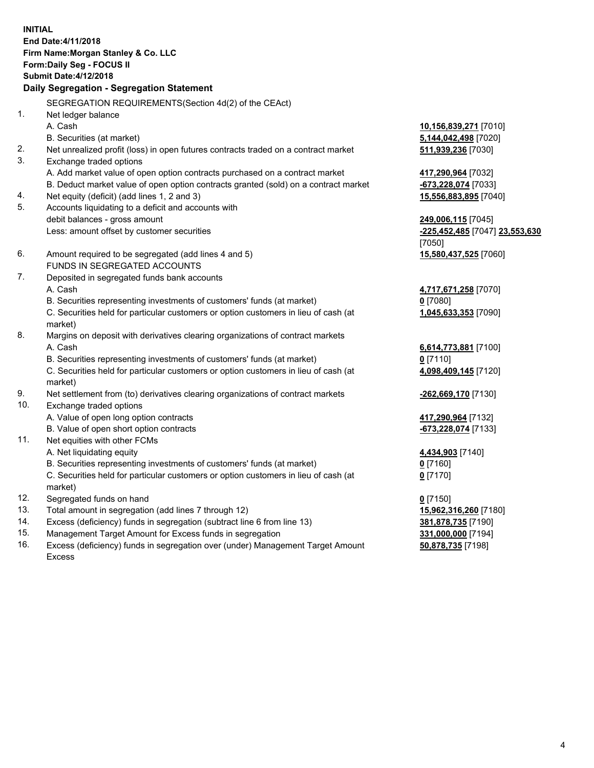**INITIAL**
**End Date:4/11/2018**
**Firm Name:Morgan Stanley & Co. LLC**
**Form:Daily Seg - FOCUS II**
**Submit Date:4/12/2018**

## Daily Segregation - Segregation Statement

SEGREGATION REQUIREMENTS(Section 4d(2) of the CEAct)

| | | |
|---|---|---|
| 1. | Net ledger balance | |
| | A. Cash | **10,156,839,271** [7010] |
| | B. Securities (at market) | **5,144,042,498** [7020] |
| 2. | Net unrealized profit (loss) in open futures contracts traded on a contract market | **511,939,236** [7030] |
| 3. | Exchange traded options | |
| | A. Add market value of open option contracts purchased on a contract market | **417,290,964** [7032] |
| | B. Deduct market value of open option contracts granted (sold) on a contract market | **-673,228,074** [7033] |
| 4. | Net equity (deficit) (add lines 1, 2 and 3) | **15,556,883,895** [7040] |
| 5. | Accounts liquidating to a deficit and accounts with debit balances - gross amount | **249,006,115** [7045] |
| | Less: amount offset by customer securities | **-225,452,485** [7047] **23,553,630** [7050] |
| 6. | Amount required to be segregated (add lines 4 and 5) | **15,580,437,525** [7060] |
| | FUNDS IN SEGREGATED ACCOUNTS | |
| 7. | Deposited in segregated funds bank accounts | |
| | A. Cash | **4,717,671,258** [7070] |
| | B. Securities representing investments of customers' funds (at market) | **0** [7080] |
| | C. Securities held for particular customers or option customers in lieu of cash (at market) | **1,045,633,353** [7090] |
| 8. | Margins on deposit with derivatives clearing organizations of contract markets | |
| | A. Cash | **6,614,773,881** [7100] |
| | B. Securities representing investments of customers' funds (at market) | **0** [7110] |
| | C. Securities held for particular customers or option customers in lieu of cash (at market) | **4,098,409,145** [7120] |
| 9. | Net settlement from (to) derivatives clearing organizations of contract markets | **-262,669,170** [7130] |
| 10. | Exchange traded options | |
| | A. Value of open long option contracts | **417,290,964** [7132] |
| | B. Value of open short option contracts | **-673,228,074** [7133] |
| 11. | Net equities with other FCMs | |
| | A. Net liquidating equity | **4,434,903** [7140] |
| | B. Securities representing investments of customers' funds (at market) | **0** [7160] |
| | C. Securities held for particular customers or option customers in lieu of cash (at market) | **0** [7170] |
| 12. | Segregated funds on hand | **0** [7150] |
| 13. | Total amount in segregation (add lines 7 through 12) | **15,962,316,260** [7180] |
| 14. | Excess (deficiency) funds in segregation (subtract line 6 from line 13) | **381,878,735** [7190] |
| 15. | Management Target Amount for Excess funds in segregation | **331,000,000** [7194] |
| 16. | Excess (deficiency) funds in segregation over (under) Management Target Amount Excess | **50,878,735** [7198] |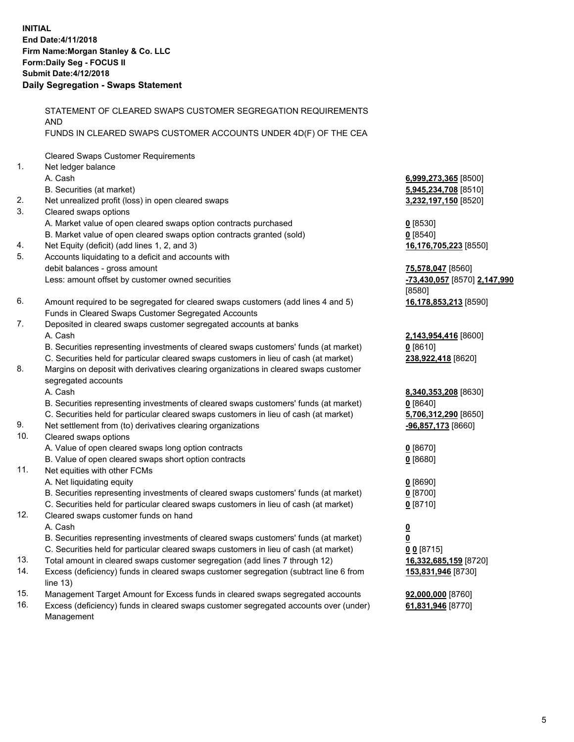**INITIAL**
**End Date:4/11/2018**
**Firm Name:Morgan Stanley & Co. LLC**
**Form:Daily Seg - FOCUS II**
**Submit Date:4/12/2018**
**Daily Segregation - Swaps Statement**

STATEMENT OF CLEARED SWAPS CUSTOMER SEGREGATION REQUIREMENTS AND FUNDS IN CLEARED SWAPS CUSTOMER ACCOUNTS UNDER 4D(F) OF THE CEA

| | | |
|---|---|---|
| | Cleared Swaps Customer Requirements | |
| 1. | Net ledger balance | |
| | A. Cash | **6,999,273,365** [8500] |
| | B. Securities (at market) | **5,945,234,708** [8510] |
| 2. | Net unrealized profit (loss) in open cleared swaps | **3,232,197,150** [8520] |
| 3. | Cleared swaps options | |
| | A. Market value of open cleared swaps option contracts purchased | **0** [8530] |
| | B. Market value of open cleared swaps option contracts granted (sold) | **0** [8540] |
| 4. | Net Equity (deficit) (add lines 1, 2, and 3) | **16,176,705,223** [8550] |
| 5. | Accounts liquidating to a deficit and accounts with debit balances - gross amount | **75,578,047** [8560] |
| | Less: amount offset by customer owned securities | **-73,430,057** [8570] **2,147,990** [8580] |
| 6. | Amount required to be segregated for cleared swaps customers (add lines 4 and 5) | **16,178,853,213** [8590] |
| | Funds in Cleared Swaps Customer Segregated Accounts | |
| 7. | Deposited in cleared swaps customer segregated accounts at banks | |
| | A. Cash | **2,143,954,416** [8600] |
| | B. Securities representing investments of cleared swaps customers' funds (at market) | **0** [8610] |
| | C. Securities held for particular cleared swaps customers in lieu of cash (at market) | **238,922,418** [8620] |
| 8. | Margins on deposit with derivatives clearing organizations in cleared swaps customer segregated accounts | |
| | A. Cash | **8,340,353,208** [8630] |
| | B. Securities representing investments of cleared swaps customers' funds (at market) | **0** [8640] |
| | C. Securities held for particular cleared swaps customers in lieu of cash (at market) | **5,706,312,290** [8650] |
| 9. | Net settlement from (to) derivatives clearing organizations | **-96,857,173** [8660] |
| 10. | Cleared swaps options | |
| | A. Value of open cleared swaps long option contracts | **0** [8670] |
| | B. Value of open cleared swaps short option contracts | **0** [8680] |
| 11. | Net equities with other FCMs | |
| | A. Net liquidating equity | **0** [8690] |
| | B. Securities representing investments of cleared swaps customers' funds (at market) | **0** [8700] |
| | C. Securities held for particular cleared swaps customers in lieu of cash (at market) | **0** [8710] |
| 12. | Cleared swaps customer funds on hand | |
| | A. Cash | **0** |
| | B. Securities representing investments of cleared swaps customers' funds (at market) | **0** |
| | C. Securities held for particular cleared swaps customers in lieu of cash (at market) | **0** **0** [8715] |
| 13. | Total amount in cleared swaps customer segregation (add lines 7 through 12) | **16,332,685,159** [8720] |
| 14. | Excess (deficiency) funds in cleared swaps customer segregation (subtract line 6 from line 13) | **153,831,946** [8730] |
| 15. | Management Target Amount for Excess funds in cleared swaps segregated accounts | **92,000,000** [8760] |
| 16. | Excess (deficiency) funds in cleared swaps customer segregated accounts over (under) Management | **61,831,946** [8770] |